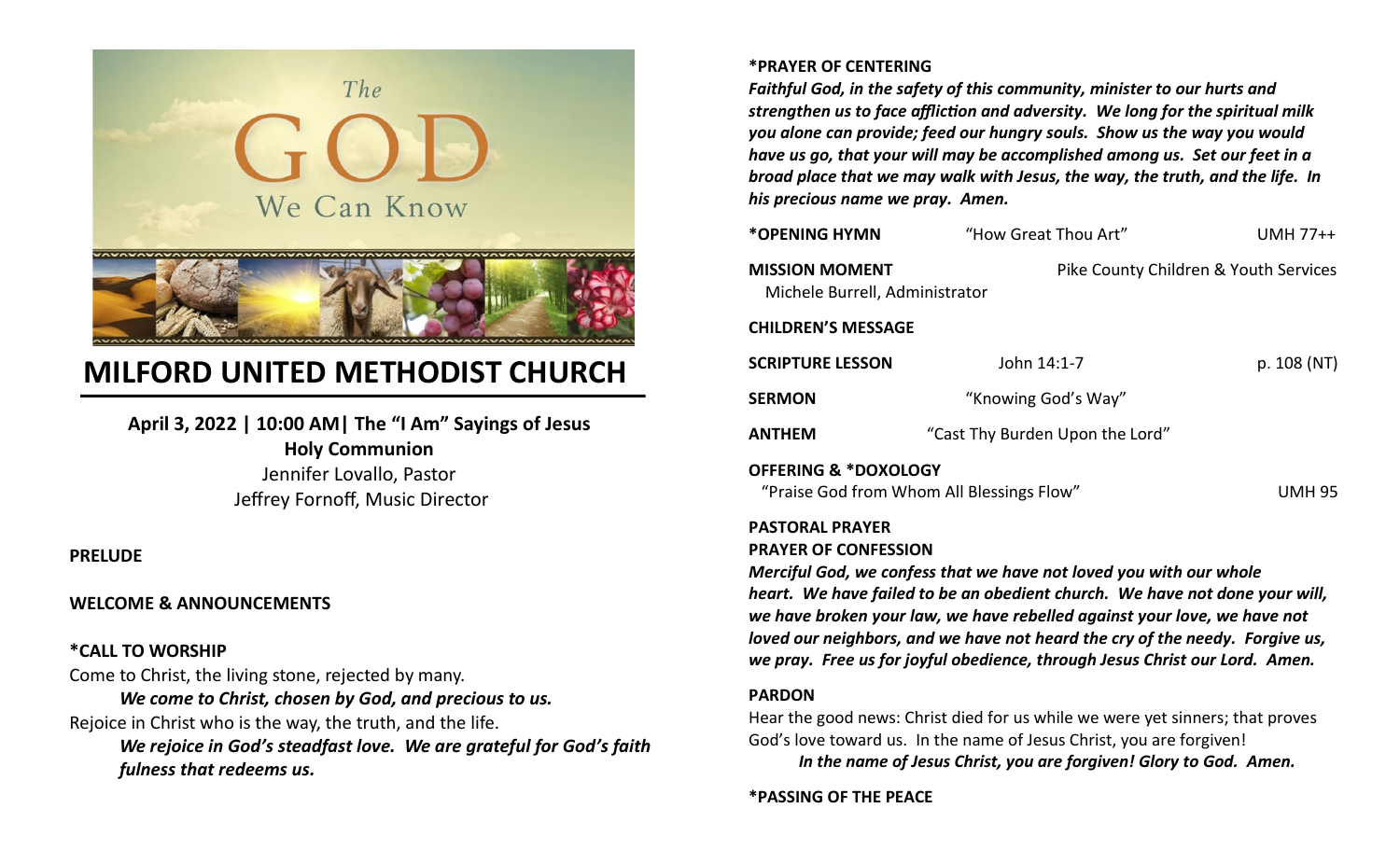The GOD We Can Know

# MILFORD UNITED METHODIST CHURCH

**April 3, 2022 | 10:00 AM| The "I Am" Sayings of Jesus**
**Holy Communion**
Jennifer Lovallo, Pastor
Jeffrey Fornoff, Music Director

**PRELUDE**

**WELCOME & ANNOUNCEMENTS**

**\*CALL TO WORSHIP**

Come to Christ, the living stone, rejected by many.

***We come to Christ, chosen by God, and precious to us.***

Rejoice in Christ who is the way, the truth, and the life.

***We rejoice in God's steadfast love. We are grateful for God's faith fulness that redeems us.***

**\*PRAYER OF CENTERING**

***Faithful God, in the safety of this community, minister to our hurts and strengthen us to face affliction and adversity. We long for the spiritual milk you alone can provide; feed our hungry souls. Show us the way you would have us go, that your will may be accomplished among us. Set our feet in a broad place that we may walk with Jesus, the way, the truth, and the life. In his precious name we pray. Amen.***

**\*OPENING HYMN** "How Great Thou Art" UMH 77++

**MISSION MOMENT** Pike County Children & Youth Services
Michele Burrell, Administrator

**CHILDREN'S MESSAGE**

**SCRIPTURE LESSON** John 14:1-7 p. 108 (NT)

**SERMON** "Knowing God's Way"

**ANTHEM** "Cast Thy Burden Upon the Lord"

**OFFERING & \*DOXOLOGY**
"Praise God from Whom All Blessings Flow" UMH 95

**PASTORAL PRAYER**

**PRAYER OF CONFESSION**

***Merciful God, we confess that we have not loved you with our whole heart. We have failed to be an obedient church. We have not done your will, we have broken your law, we have rebelled against your love, we have not loved our neighbors, and we have not heard the cry of the needy. Forgive us, we pray. Free us for joyful obedience, through Jesus Christ our Lord. Amen.***

**PARDON**

Hear the good news: Christ died for us while we were yet sinners; that proves God's love toward us. In the name of Jesus Christ, you are forgiven!

***In the name of Jesus Christ, you are forgiven! Glory to God. Amen.***

**\*PASSING OF THE PEACE**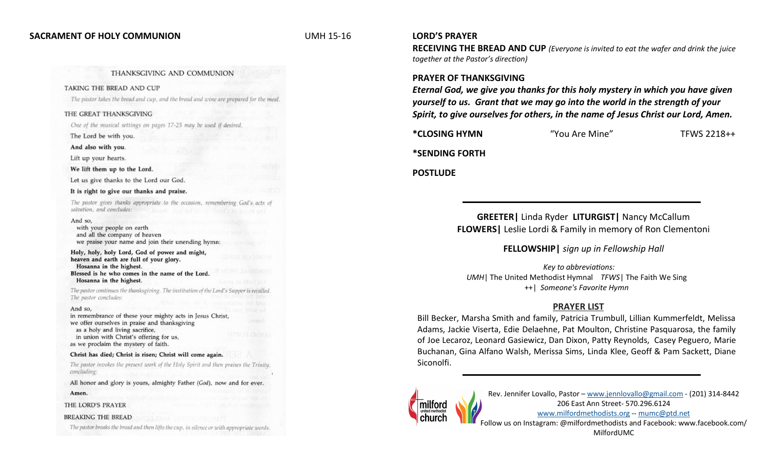**SACRAMENT OF HOLY COMMUNION** UMH 15-16

THANKSGIVING AND COMMUNION

TAKING THE BREAD AND CUP

*The pastor takes the bread and cup, and the bread and wine are prepared for the meal.*

THE GREAT THANKSGIVING

*One of the musical settings on pages 17-25 may be used if desired.*

The Lord be with you.

**And also with you.**

Lift up your hearts.

**We lift them up to the Lord.**

Let us give thanks to the Lord our God.

**It is right to give our thanks and praise.**

*The pastor gives thanks appropriate to the occasion, remembering God's acts of salvation, and concludes:*

And so,
with your people on earth
and all the company of heaven
we praise your name and join their unending hymn:

**Holy, holy, holy Lord, God of power and might,
heaven and earth are full of your glory.
Hosanna in the highest.
Blessed is he who comes in the name of the Lord.
Hosanna in the highest.**

*The pastor continues the thanksgiving. The institution of the Lord's Supper is recalled. The pastor concludes:*

And so,
in remembrance of these your mighty acts in Jesus Christ,
we offer ourselves in praise and thanksgiving
as a holy and living sacrifice,
in union with Christ's offering for us,
as we proclaim the mystery of faith.

**Christ has died; Christ is risen; Christ will come again.**

*The pastor invokes the present work of the Holy Spirit and then praises the Trinity, concluding:*

All honor and glory is yours, almighty Father (*God*), now and for ever.

**Amen.**

THE LORD'S PRAYER

BREAKING THE BREAD

*The pastor breaks the bread and then lifts the cup, in silence or with appropriate words.*

**LORD'S PRAYER**

**RECEIVING THE BREAD AND CUP** *(Everyone is invited to eat the wafer and drink the juice together at the Pastor's direction)*

**PRAYER OF THANKSGIVING**

***Eternal God, we give you thanks for this holy mystery in which you have given yourself to us. Grant that we may go into the world in the strength of your Spirit, to give ourselves for others, in the name of Jesus Christ our Lord, Amen.***

**\*CLOSING HYMN** "You Are Mine" TFWS 2218++

**\*SENDING FORTH**

**POSTLUDE**

---

**GREETER|** Linda Ryder **LITURGIST|** Nancy McCallum
**FLOWERS|** Leslie Lordi & Family in memory of Ron Clementoni

**FELLOWSHIP|** *sign up in Fellowship Hall*

*Key to abbreviations:*
*UMH*| The United Methodist Hymnal *TFWS*| The Faith We Sing
++| *Someone's Favorite Hymn*

**PRAYER LIST**

Bill Becker, Marsha Smith and family, Patricia Trumbull, Lillian Kummerfeldt, Melissa Adams, Jackie Viserta, Edie Delaehne, Pat Moulton, Christine Pasquarosa, the family of Joe Lecaroz, Leonard Gasiewicz, Dan Dixon, Patty Reynolds, Casey Peguero, Marie Buchanan, Gina Alfano Walsh, Merissa Sims, Linda Klee, Geoff & Pam Sackett, Diane Siconolfi.

---

milford united methodist church

Rev. Jennifer Lovallo, Pastor – www.jennlovallo@gmail.com - (201) 314-8442
206 East Ann Street- 570.296.6124
www.milfordmethodists.org -- mumc@ptd.net
Follow us on Instagram: @milfordmethodists and Facebook: www.facebook.com/MilfordUMC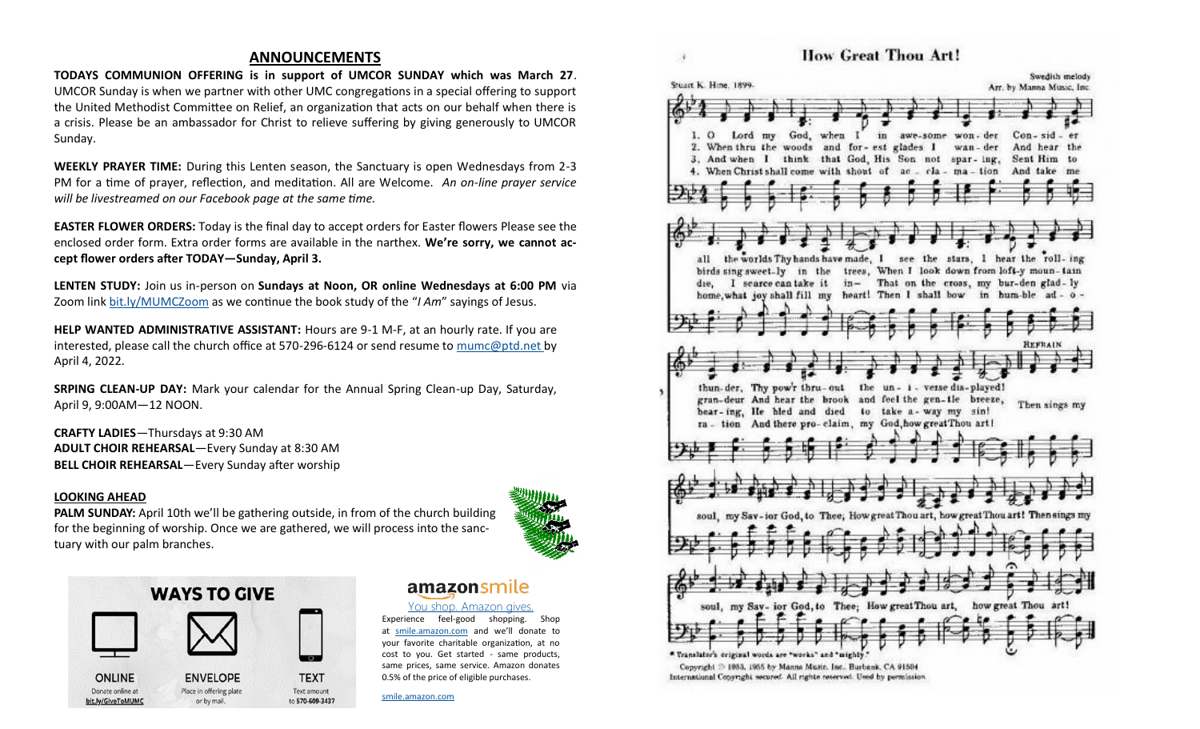## ANNOUNCEMENTS

**TODAYS COMMUNION OFFERING is in support of UMCOR SUNDAY which was March 27**. UMCOR Sunday is when we partner with other UMC congregations in a special offering to support the United Methodist Committee on Relief, an organization that acts on our behalf when there is a crisis. Please be an ambassador for Christ to relieve suffering by giving generously to UMCOR Sunday.

**WEEKLY PRAYER TIME:** During this Lenten season, the Sanctuary is open Wednesdays from 2-3 PM for a time of prayer, reflection, and meditation. All are Welcome. *An on-line prayer service will be livestreamed on our Facebook page at the same time.*

**EASTER FLOWER ORDERS:** Today is the final day to accept orders for Easter flowers Please see the enclosed order form. Extra order forms are available in the narthex. **We're sorry, we cannot accept flower orders after TODAY—Sunday, April 3.**

**LENTEN STUDY:** Join us in-person on **Sundays at Noon, OR online Wednesdays at 6:00 PM** via Zoom link bit.ly/MUMCZoom as we continue the book study of the "*I Am*" sayings of Jesus.

**HELP WANTED ADMINISTRATIVE ASSISTANT:** Hours are 9-1 M-F, at an hourly rate. If you are interested, please call the church office at 570-296-6124 or send resume to mumc@ptd.net by April 4, 2022.

**SRPING CLEAN-UP DAY:** Mark your calendar for the Annual Spring Clean-up Day, Saturday, April 9, 9:00AM—12 NOON.

**CRAFTY LADIES**—Thursdays at 9:30 AM
**ADULT CHOIR REHEARSAL**—Every Sunday at 8:30 AM
**BELL CHOIR REHEARSAL**—Every Sunday after worship

**LOOKING AHEAD**

**PALM SUNDAY:** April 10th we'll be gathering outside, in from of the church building for the beginning of worship. Once we are gathered, we will process into the sanctuary with our palm branches.

**WAYS TO GIVE**

**ONLINE** — Donate online at bit.ly/GiveToMUMC

**ENVELOPE** — Place in offering plate or by mail.

**TEXT** — Text amount to 570-609-3437

**amazonsmile**

You shop. Amazon gives.

Experience feel-good shopping. Shop at smile.amazon.com and we'll donate to your favorite charitable organization, at no cost to you. Get started - same products, same prices, same service. Amazon donates 0.5% of the price of eligible purchases.

smile.amazon.com

### How Great Thou Art!

Stuart K. Hine, 1899- | Swedish melody, Arr. by Manna Music, Inc.

1. O Lord my God, when I in awe-some won-der Con-sid-er all the worlds Thy hands have made, I see the stars, I hear the roll-ing thun-der, Thy pow'r thru-out the un-i-verse dis-played!
2. When thru the woods and for-est glades I wan-der And hear the birds sing sweet-ly in the trees, When I look down from loft-y moun-tain gran-deur And hear the brook and feel the gen-tle breeze,
3. And when I think that God, His Son not spar-ing, Sent Him to die, I scarce can take it in– That on the cross, my bur-den glad-ly bear-ing, He bled and died to take a-way my sin!
4. When Christ shall come with shout of ac-cla-ma-tion And take me home, what joy shall fill my heart! Then I shall bow in hum-ble ad-o-ra-tion And there pro-claim, my God, how great Thou art!

REFRAIN: Then sings my soul, my Sav-ior God, to Thee; How great Thou art, how great Thou art! Then sings my soul, my Sav-ior God, to Thee; How great Thou art, how great Thou art!

* Translator's original words are "works" and "mighty."

Copyright © 1953, 1955 by Manna Music, Inc., Burbank, CA 91504
International Copyright secured. All rights reserved. Used by permission.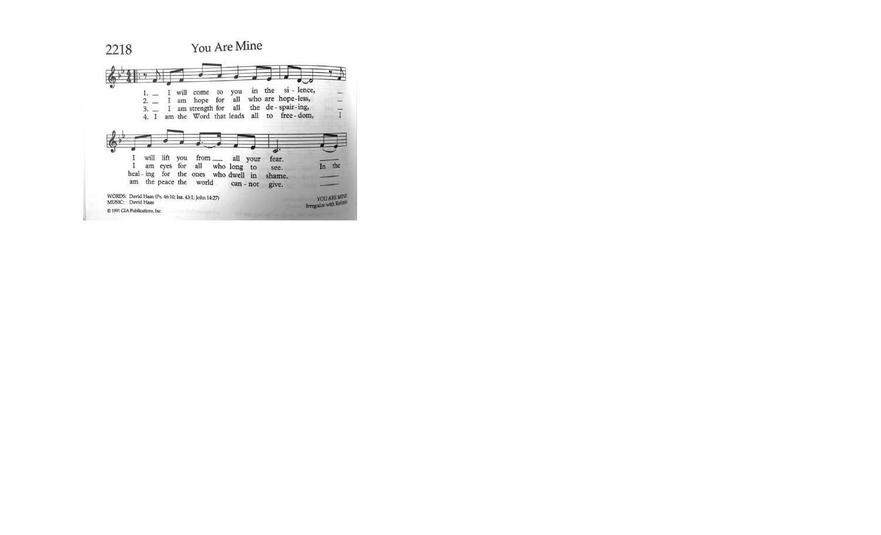# 2218 You Are Mine

1. I will come to you in the si - lence,
2. I am hope for all who are hope-less,
3. I am strength for all the de - spair-ing,
4. I am the Word that leads all to free - dom, I

I will lift you from all your fear.
I am eyes for all who long to see. In the
heal - ing for the ones who dwell in shame.
am the peace the world can - not give.

WORDS: David Haas (Ps. 46:10; Isa. 43:1; John 14:27)
MUSIC: David Haas
© 1991 GIA Publications, Inc.

YOU ARE MINE
Irregular with Refrain